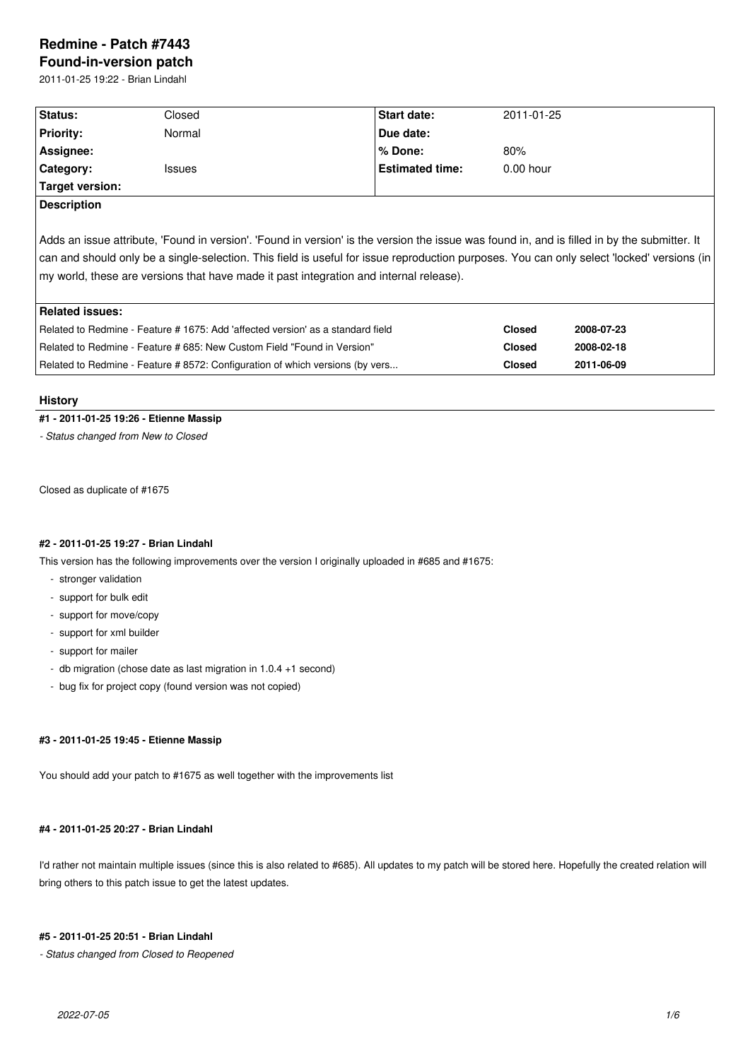# Redmine - Patch #7443

## Found-in-version patch

2011-01-25 19:22 - Brian Lindahl

| Status: | Closed | Start date: | 2011-01-25 |
|---|---|---|---|
| Priority: | Normal | Due date: | |
| Assignee: | | % Done: | 80% |
| Category: | Issues | Estimated time: | 0.00 hour |
| Target version: | | | |

**Description**

Adds an issue attribute, 'Found in version'. 'Found in version' is the version the issue was found in, and is filled in by the submitter. It can and should only be a single-selection. This field is useful for issue reproduction purposes. You can only select 'locked' versions (in my world, these are versions that have made it past integration and internal release).

**Related issues:**

| | | |
|---|---|---|
| Related to Redmine - Feature # 1675: Add 'affected version' as a standard field | **Closed** | **2008-07-23** |
| Related to Redmine - Feature # 685: New Custom Field "Found in Version" | **Closed** | **2008-02-18** |
| Related to Redmine - Feature # 8572: Configuration of which versions (by vers... | **Closed** | **2011-06-09** |

## History

#### #1 - 2011-01-25 19:26 - Etienne Massip

*- Status changed from New to Closed*

Closed as duplicate of #1675

#### #2 - 2011-01-25 19:27 - Brian Lindahl

This version has the following improvements over the version I originally uploaded in #685 and #1675:

- stronger validation
- support for bulk edit
- support for move/copy
- support for xml builder
- support for mailer
- db migration (chose date as last migration in 1.0.4 +1 second)
- bug fix for project copy (found version was not copied)

#### #3 - 2011-01-25 19:45 - Etienne Massip

You should add your patch to #1675 as well together with the improvements list

#### #4 - 2011-01-25 20:27 - Brian Lindahl

I'd rather not maintain multiple issues (since this is also related to #685). All updates to my patch will be stored here. Hopefully the created relation will bring others to this patch issue to get the latest updates.

#### #5 - 2011-01-25 20:51 - Brian Lindahl

*- Status changed from Closed to Reopened*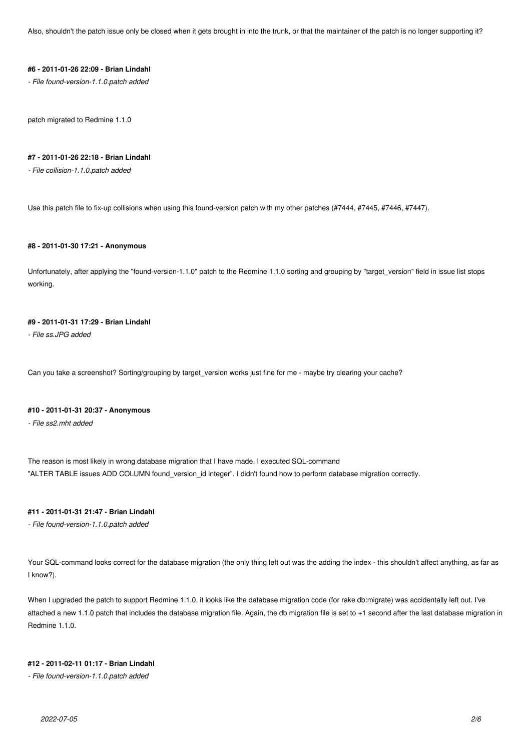Also, shouldn't the patch issue only be closed when it gets brought in into the trunk, or that the maintainer of the patch is no longer supporting it?

#### #6 - 2011-01-26 22:09 - Brian Lindahl

*- File found-version-1.1.0.patch added*

patch migrated to Redmine 1.1.0

#### #7 - 2011-01-26 22:18 - Brian Lindahl

*- File collision-1.1.0.patch added*

Use this patch file to fix-up collisions when using this found-version patch with my other patches (#7444, #7445, #7446, #7447).

#### #8 - 2011-01-30 17:21 - Anonymous

Unfortunately, after applying the "found-version-1.1.0" patch to the Redmine 1.1.0 sorting and grouping by "target_version" field in issue list stops working.

#### #9 - 2011-01-31 17:29 - Brian Lindahl

*- File ss.JPG added*

Can you take a screenshot? Sorting/grouping by target_version works just fine for me - maybe try clearing your cache?

#### #10 - 2011-01-31 20:37 - Anonymous

*- File ss2.mht added*

The reason is most likely in wrong database migration that I have made. I executed SQL-command "ALTER TABLE issues ADD COLUMN found_version_id integer". I didn't found how to perform database migration correctly.

#### #11 - 2011-01-31 21:47 - Brian Lindahl

*- File found-version-1.1.0.patch added*

Your SQL-command looks correct for the database migration (the only thing left out was the adding the index - this shouldn't affect anything, as far as I know?).

When I upgraded the patch to support Redmine 1.1.0, it looks like the database migration code (for rake db:migrate) was accidentally left out. I've attached a new 1.1.0 patch that includes the database migration file. Again, the db migration file is set to +1 second after the last database migration in Redmine 1.1.0.

#### #12 - 2011-02-11 01:17 - Brian Lindahl

*- File found-version-1.1.0.patch added*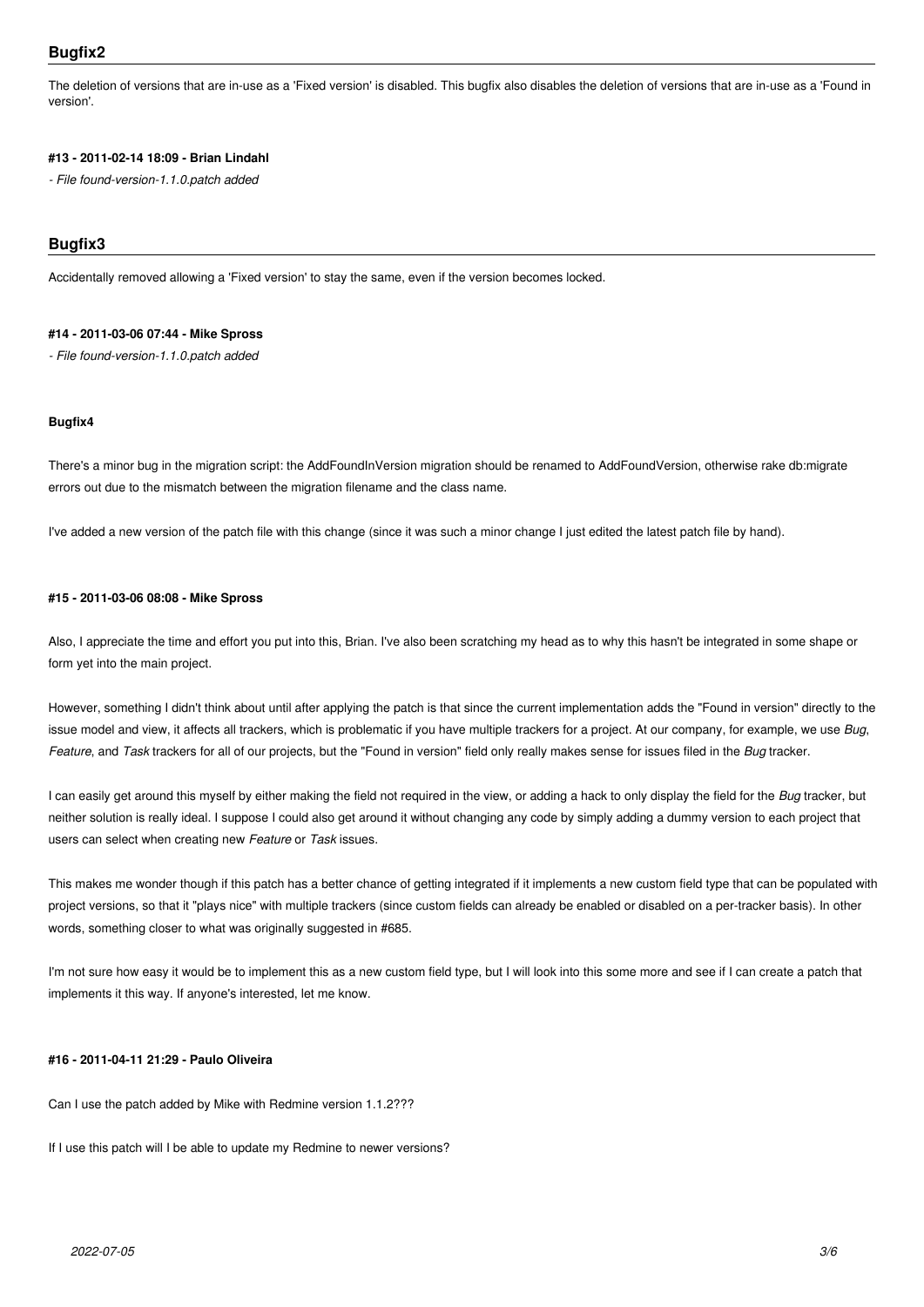## Bugfix2

The deletion of versions that are in-use as a 'Fixed version' is disabled. This bugfix also disables the deletion of versions that are in-use as a 'Found in version'.

#### #13 - 2011-02-14 18:09 - Brian Lindahl

*- File found-version-1.1.0.patch added*

## Bugfix3

Accidentally removed allowing a 'Fixed version' to stay the same, even if the version becomes locked.

#### #14 - 2011-03-06 07:44 - Mike Spross

*- File found-version-1.1.0.patch added*

#### Bugfix4

There's a minor bug in the migration script: the AddFoundInVersion migration should be renamed to AddFoundVersion, otherwise rake db:migrate errors out due to the mismatch between the migration filename and the class name.

I've added a new version of the patch file with this change (since it was such a minor change I just edited the latest patch file by hand).

#### #15 - 2011-03-06 08:08 - Mike Spross

Also, I appreciate the time and effort you put into this, Brian. I've also been scratching my head as to why this hasn't be integrated in some shape or form yet into the main project.

However, something I didn't think about until after applying the patch is that since the current implementation adds the "Found in version" directly to the issue model and view, it affects all trackers, which is problematic if you have multiple trackers for a project. At our company, for example, we use *Bug*, *Feature*, and *Task* trackers for all of our projects, but the "Found in version" field only really makes sense for issues filed in the *Bug* tracker.

I can easily get around this myself by either making the field not required in the view, or adding a hack to only display the field for the *Bug* tracker, but neither solution is really ideal. I suppose I could also get around it without changing any code by simply adding a dummy version to each project that users can select when creating new *Feature* or *Task* issues.

This makes me wonder though if this patch has a better chance of getting integrated if it implements a new custom field type that can be populated with project versions, so that it "plays nice" with multiple trackers (since custom fields can already be enabled or disabled on a per-tracker basis). In other words, something closer to what was originally suggested in #685.

I'm not sure how easy it would be to implement this as a new custom field type, but I will look into this some more and see if I can create a patch that implements it this way. If anyone's interested, let me know.

#### #16 - 2011-04-11 21:29 - Paulo Oliveira

Can I use the patch added by Mike with Redmine version 1.1.2???

If I use this patch will I be able to update my Redmine to newer versions?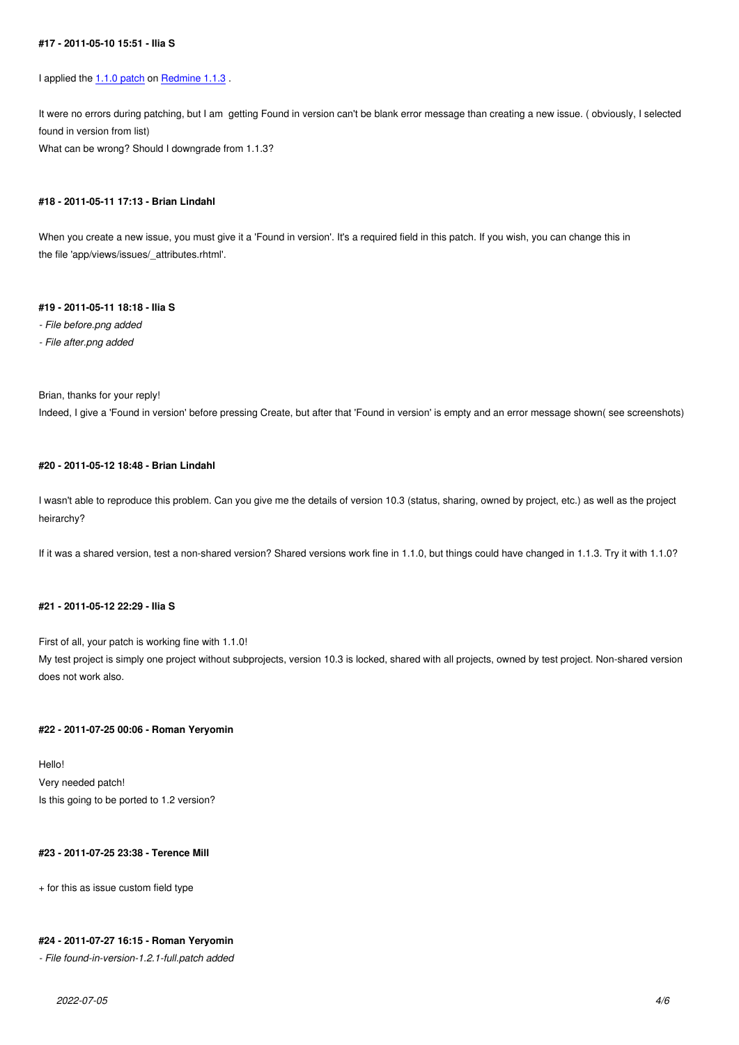#### #17 - 2011-05-10 15:51 - Ilia S

I applied the 1.1.0 patch on Redmine 1.1.3 .

It were no errors during patching, but I am  getting Found in version can't be blank error message than creating a new issue. ( obviously, I selected found in version from list)
What can be wrong? Should I downgrade from 1.1.3?

#### #18 - 2011-05-11 17:13 - Brian Lindahl

When you create a new issue, you must give it a 'Found in version'. It's a required field in this patch. If you wish, you can change this in the file 'app/views/issues/_attributes.rhtml'.

#### #19 - 2011-05-11 18:18 - Ilia S

*- File before.png added*

*- File after.png added*

Brian, thanks for your reply!
Indeed, I give a 'Found in version' before pressing Create, but after that 'Found in version' is empty and an error message shown( see screenshots)

#### #20 - 2011-05-12 18:48 - Brian Lindahl

I wasn't able to reproduce this problem. Can you give me the details of version 10.3 (status, sharing, owned by project, etc.) as well as the project heirarchy?

If it was a shared version, test a non-shared version? Shared versions work fine in 1.1.0, but things could have changed in 1.1.3. Try it with 1.1.0?

#### #21 - 2011-05-12 22:29 - Ilia S

First of all, your patch is working fine with 1.1.0!
My test project is simply one project without subprojects, version 10.3 is locked, shared with all projects, owned by test project. Non-shared version does not work also.

#### #22 - 2011-07-25 00:06 - Roman Yeryomin

Hello!
Very needed patch!
Is this going to be ported to 1.2 version?

#### #23 - 2011-07-25 23:38 - Terence Mill

+ for this as issue custom field type

#### #24 - 2011-07-27 16:15 - Roman Yeryomin

*- File found-in-version-1.2.1-full.patch added*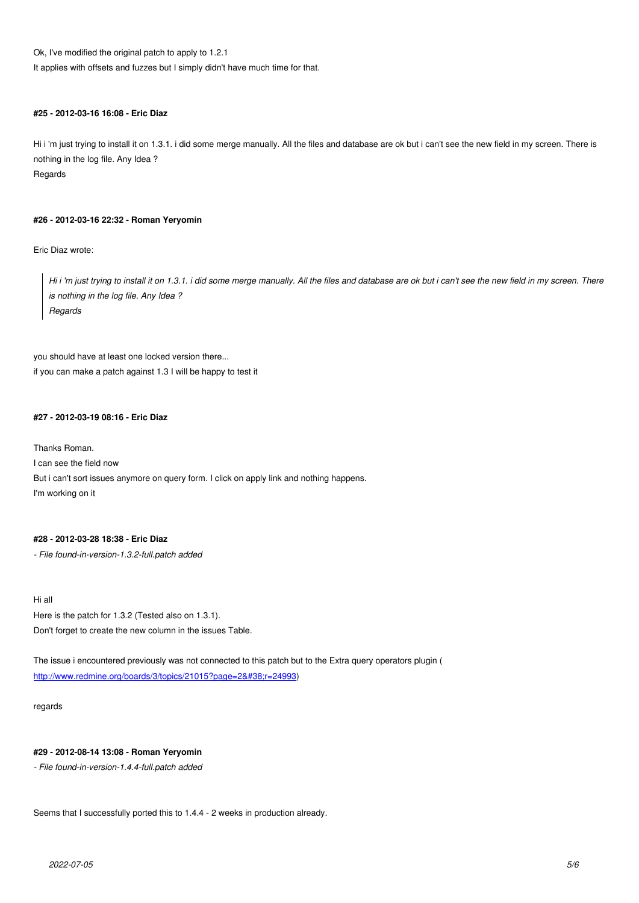Ok, I've modified the original patch to apply to 1.2.1
It applies with offsets and fuzzes but I simply didn't have much time for that.

#### #25 - 2012-03-16 16:08 - Eric Diaz

Hi i 'm just trying to install it on 1.3.1. i did some merge manually. All the files and database are ok but i can't see the new field in my screen. There is nothing in the log file. Any Idea ?
Regards

#### #26 - 2012-03-16 22:32 - Roman Yeryomin

Eric Diaz wrote:

> *Hi i 'm just trying to install it on 1.3.1. i did some merge manually. All the files and database are ok but i can't see the new field in my screen. There is nothing in the log file. Any Idea ?*
> *Regards*

you should have at least one locked version there...
if you can make a patch against 1.3 I will be happy to test it

#### #27 - 2012-03-19 08:16 - Eric Diaz

Thanks Roman.
I can see the field now
But i can't sort issues anymore on query form. I click on apply link and nothing happens.
I'm working on it

#### #28 - 2012-03-28 18:38 - Eric Diaz

*- File found-in-version-1.3.2-full.patch added*

Hi all
Here is the patch for 1.3.2 (Tested also on 1.3.1).
Don't forget to create the new column in the issues Table.

The issue i encountered previously was not connected to this patch but to the Extra query operators plugin (
http://www.redmine.org/boards/3/topics/21015?page=2&#38;r=24993)

regards

#### #29 - 2012-08-14 13:08 - Roman Yeryomin

*- File found-in-version-1.4.4-full.patch added*

Seems that I successfully ported this to 1.4.4 - 2 weeks in production already.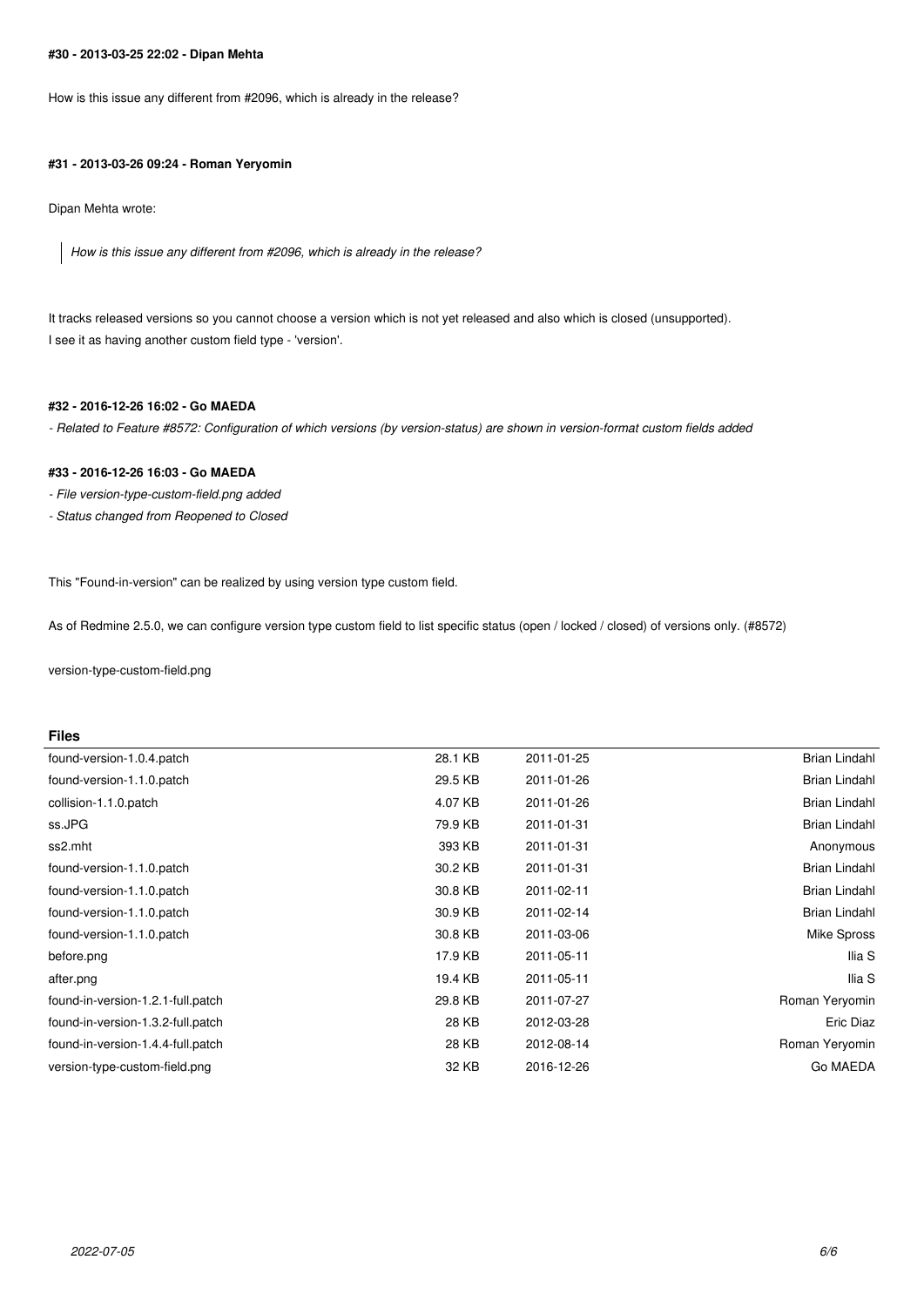#### #30 - 2013-03-25 22:02 - Dipan Mehta

How is this issue any different from #2096, which is already in the release?

#### #31 - 2013-03-26 09:24 - Roman Yeryomin

Dipan Mehta wrote:

> *How is this issue any different from #2096, which is already in the release?*

It tracks released versions so you cannot choose a version which is not yet released and also which is closed (unsupported).
I see it as having another custom field type - 'version'.

#### #32 - 2016-12-26 16:02 - Go MAEDA

*- Related to Feature #8572: Configuration of which versions (by version-status) are shown in version-format custom fields added*

#### #33 - 2016-12-26 16:03 - Go MAEDA

*- File version-type-custom-field.png added*

*- Status changed from Reopened to Closed*

This "Found-in-version" can be realized by using version type custom field.

As of Redmine 2.5.0, we can configure version type custom field to list specific status (open / locked / closed) of versions only. (#8572)

version-type-custom-field.png

### Files

| | | | |
|---|---|---|---|
| found-version-1.0.4.patch | 28.1 KB | 2011-01-25 | Brian Lindahl |
| found-version-1.1.0.patch | 29.5 KB | 2011-01-26 | Brian Lindahl |
| collision-1.1.0.patch | 4.07 KB | 2011-01-26 | Brian Lindahl |
| ss.JPG | 79.9 KB | 2011-01-31 | Brian Lindahl |
| ss2.mht | 393 KB | 2011-01-31 | Anonymous |
| found-version-1.1.0.patch | 30.2 KB | 2011-01-31 | Brian Lindahl |
| found-version-1.1.0.patch | 30.8 KB | 2011-02-11 | Brian Lindahl |
| found-version-1.1.0.patch | 30.9 KB | 2011-02-14 | Brian Lindahl |
| found-version-1.1.0.patch | 30.8 KB | 2011-03-06 | Mike Spross |
| before.png | 17.9 KB | 2011-05-11 | Ilia S |
| after.png | 19.4 KB | 2011-05-11 | Ilia S |
| found-in-version-1.2.1-full.patch | 29.8 KB | 2011-07-27 | Roman Yeryomin |
| found-in-version-1.3.2-full.patch | 28 KB | 2012-03-28 | Eric Diaz |
| found-in-version-1.4.4-full.patch | 28 KB | 2012-08-14 | Roman Yeryomin |
| version-type-custom-field.png | 32 KB | 2016-12-26 | Go MAEDA |